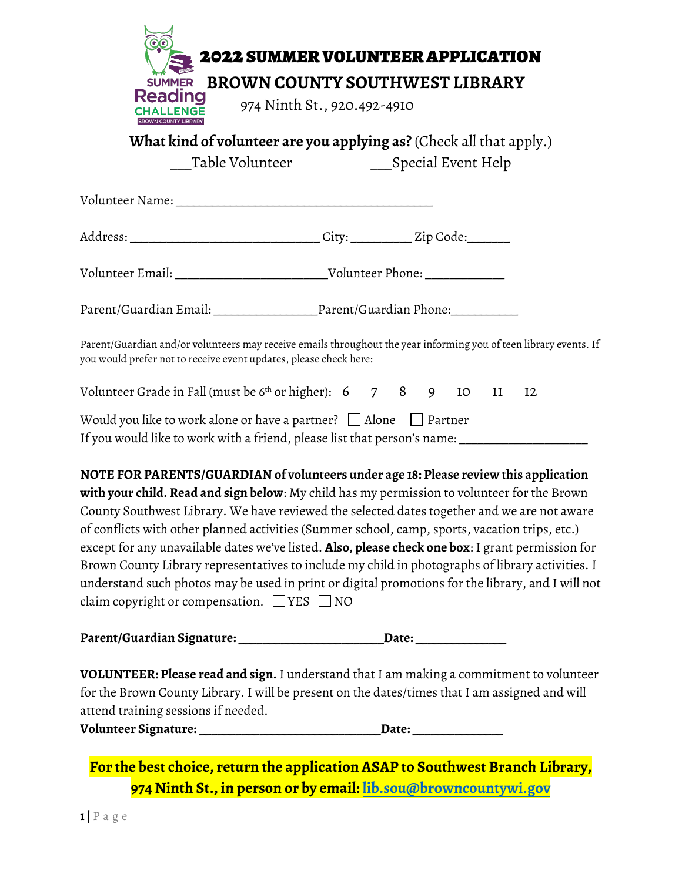SUMMER Reading CHALLENGE BROWN COUNTY LIBRARY

# 2022 SUMMER VOLUNTEER APPLICATION

## BROWN COUNTY SOUTHWEST LIBRARY

974 Ninth St., 920.492-4910

**What kind of volunteer are you applying as?** (Check all that apply.)

___Table Volunteer ___Special Event Help

Volunteer Name: ________________________________________

Address: ______________________________ City: _________ Zip Code:______

Volunteer Email: ________________________Volunteer Phone: ____________

Parent/Guardian Email: ________________Parent/Guardian Phone:__________

Parent/Guardian and/or volunteers may receive emails throughout the year informing you of teen library events. If you would prefer not to receive event updates, please check here:

Volunteer Grade in Fall (must be 6th or higher): 6 7 8 9 10 11 12

Would you like to work alone or have a partner? ☐ Alone ☐ Partner
If you would like to work with a friend, please list that person's name: ____________________

**NOTE FOR PARENTS/GUARDIAN of volunteers under age 18: Please review this application with your child. Read and sign below**: My child has my permission to volunteer for the Brown County Southwest Library. We have reviewed the selected dates together and we are not aware of conflicts with other planned activities (Summer school, camp, sports, vacation trips, etc.) except for any unavailable dates we've listed. **Also, please check one box**: I grant permission for Brown County Library representatives to include my child in photographs of library activities. I understand such photos may be used in print or digital promotions for the library, and I will not claim copyright or compensation. ☐ YES ☐ NO

**Parent/Guardian Signature: ______________________Date: ______________**

**VOLUNTEER: Please read and sign.** I understand that I am making a commitment to volunteer for the Brown County Library. I will be present on the dates/times that I am assigned and will attend training sessions if needed.

**Volunteer Signature: ____________________________Date: ______________**

**For the best choice, return the application ASAP to Southwest Branch Library, 974 Ninth St., in person or by email: lib.sou@browncountywi.gov**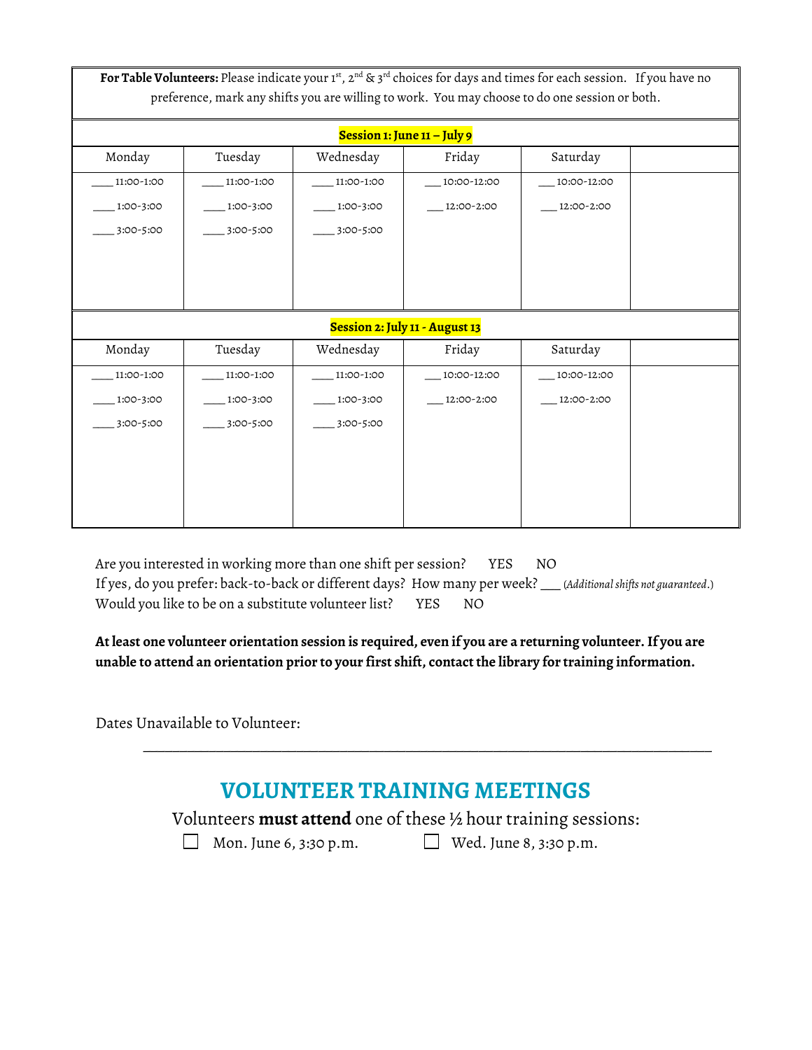**For Table Volunteers:** Please indicate your 1st, 2nd & 3rd choices for days and times for each session. If you have no preference, mark any shifts you are willing to work. You may choose to do one session or both.

**Session 1: June 11 – July 9**

| Monday | Tuesday | Wednesday | Friday | Saturday | |
|---|---|---|---|---|---|
| ____ 11:00-1:00 | ____ 11:00-1:00 | ____ 11:00-1:00 | ___ 10:00-12:00 | ___ 10:00-12:00 | |
| ____ 1:00-3:00 | ____ 1:00-3:00 | ____ 1:00-3:00 | ___ 12:00-2:00 | ___ 12:00-2:00 | |
| ____ 3:00-5:00 | ____ 3:00-5:00 | ____ 3:00-5:00 | | | |

**Session 2: July 11 - August 13**

| Monday | Tuesday | Wednesday | Friday | Saturday | |
|---|---|---|---|---|---|
| ____ 11:00-1:00 | ____ 11:00-1:00 | ____ 11:00-1:00 | ___ 10:00-12:00 | ___ 10:00-12:00 | |
| ____ 1:00-3:00 | ____ 1:00-3:00 | ____ 1:00-3:00 | ___ 12:00-2:00 | ___ 12:00-2:00 | |
| ____ 3:00-5:00 | ____ 3:00-5:00 | ____ 3:00-5:00 | | | |

Are you interested in working more than one shift per session? YES NO

If yes, do you prefer: back-to-back or different days? How many per week? ___ (*Additional shifts not guaranteed*.)

Would you like to be on a substitute volunteer list? YES NO

**At least one volunteer orientation session is required, even if you are a returning volunteer. If you are unable to attend an orientation prior to your first shift, contact the library for training information.**

Dates Unavailable to Volunteer:

______________________________________________________________________

## VOLUNTEER TRAINING MEETINGS

Volunteers **must attend** one of these ½ hour training sessions:

☐ Mon. June 6, 3:30 p.m. ☐ Wed. June 8, 3:30 p.m.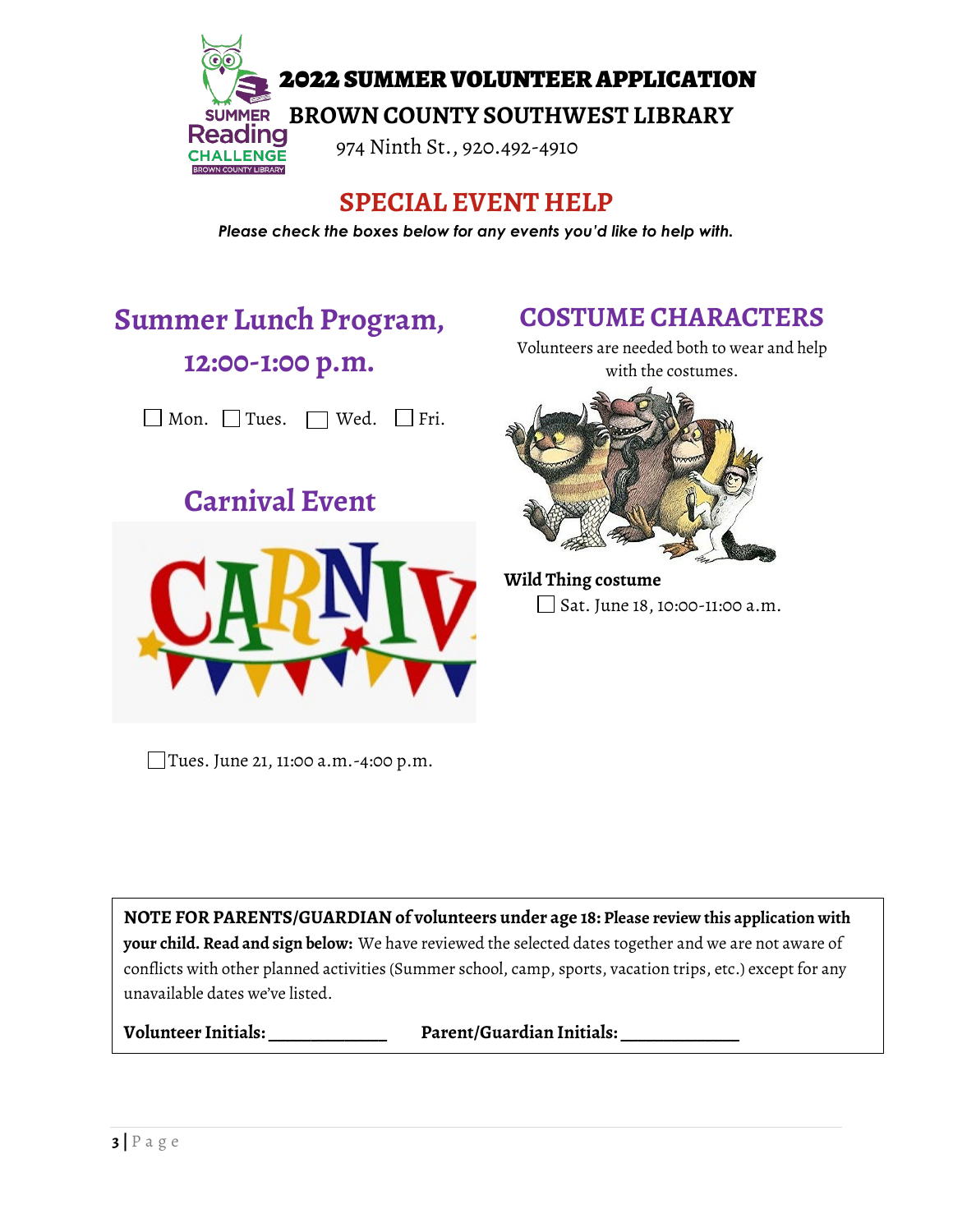# 2022 SUMMER VOLUNTEER APPLICATION

## BROWN COUNTY SOUTHWEST LIBRARY

974 Ninth St., 920.492-4910

## SPECIAL EVENT HELP

***Please check the boxes below for any events you'd like to help with.***

### Summer Lunch Program, 12:00-1:00 p.m.

☐ Mon. ☐ Tues. ☐ Wed. ☐ Fri.

### Carnival Event

☐ Tues. June 21, 11:00 a.m.-4:00 p.m.

### COSTUME CHARACTERS

Volunteers are needed both to wear and help with the costumes.

**Wild Thing costume**

☐ Sat. June 18, 10:00-11:00 a.m.

**NOTE FOR PARENTS/GUARDIAN of volunteers under age 18: Please review this application with your child. Read and sign below:** We have reviewed the selected dates together and we are not aware of conflicts with other planned activities (Summer school, camp, sports, vacation trips, etc.) except for any unavailable dates we've listed.

**Volunteer Initials:** ____________ **Parent/Guardian Initials:** ____________